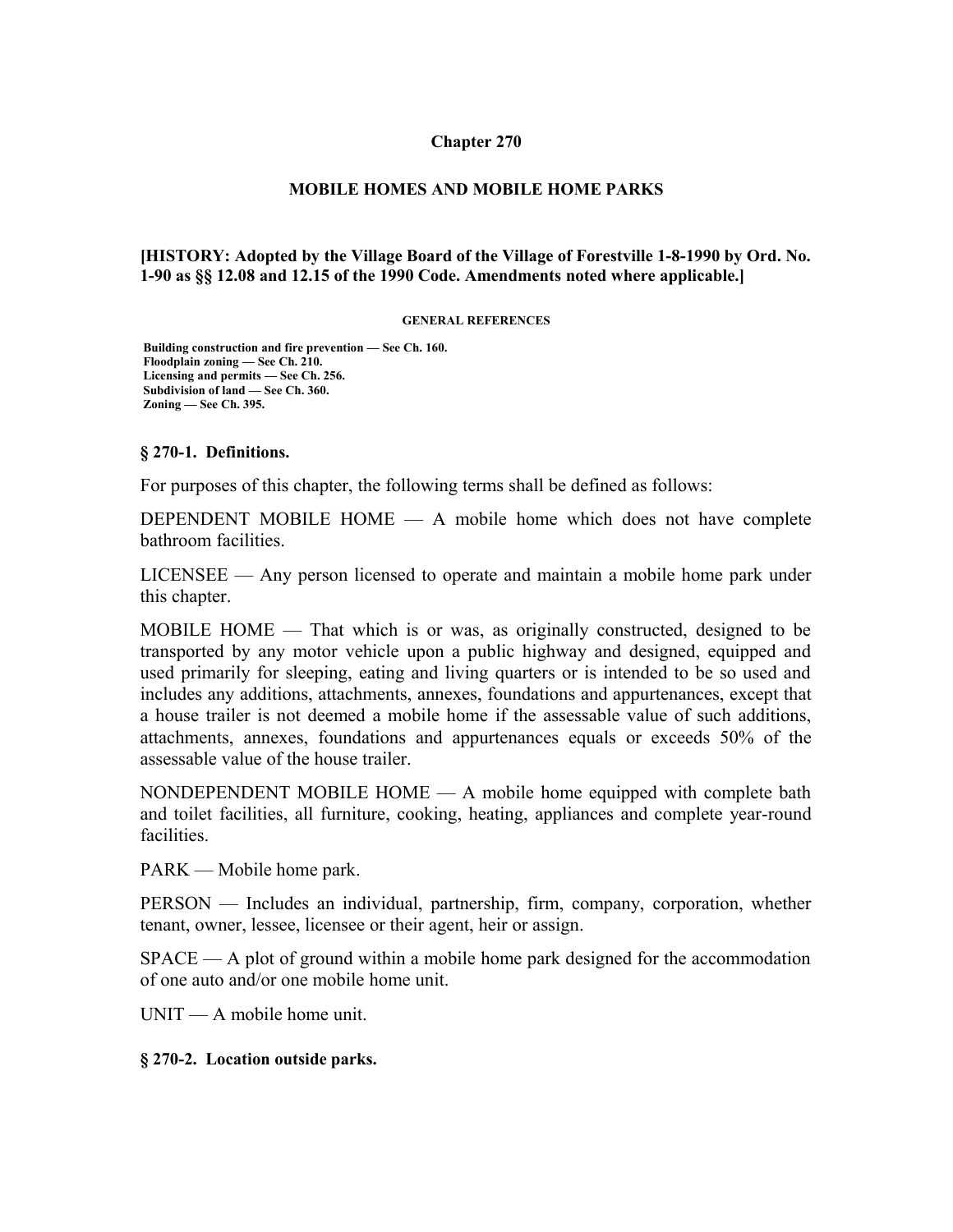# Chapter 270

## MOBILE HOMES AND MOBILE HOME PARKS

**[HISTORY: Adopted by the Village Board of the Village of Forestville 1-8-1990 by Ord. No. 1-90 as §§ 12.08 and 12.15 of the 1990 Code. Amendments noted where applicable.]**

**GENERAL REFERENCES**

**Building construction and fire prevention — See Ch. 160.**
**Floodplain zoning — See Ch. 210.**
**Licensing and permits — See Ch. 256.**
**Subdivision of land — See Ch. 360.**
**Zoning — See Ch. 395.**

### § 270-1. Definitions.

For purposes of this chapter, the following terms shall be defined as follows:

DEPENDENT MOBILE HOME — A mobile home which does not have complete bathroom facilities.

LICENSEE — Any person licensed to operate and maintain a mobile home park under this chapter.

MOBILE HOME — That which is or was, as originally constructed, designed to be transported by any motor vehicle upon a public highway and designed, equipped and used primarily for sleeping, eating and living quarters or is intended to be so used and includes any additions, attachments, annexes, foundations and appurtenances, except that a house trailer is not deemed a mobile home if the assessable value of such additions, attachments, annexes, foundations and appurtenances equals or exceeds 50% of the assessable value of the house trailer.

NONDEPENDENT MOBILE HOME — A mobile home equipped with complete bath and toilet facilities, all furniture, cooking, heating, appliances and complete year-round facilities.

PARK — Mobile home park.

PERSON — Includes an individual, partnership, firm, company, corporation, whether tenant, owner, lessee, licensee or their agent, heir or assign.

SPACE — A plot of ground within a mobile home park designed for the accommodation of one auto and/or one mobile home unit.

UNIT — A mobile home unit.

### § 270-2. Location outside parks.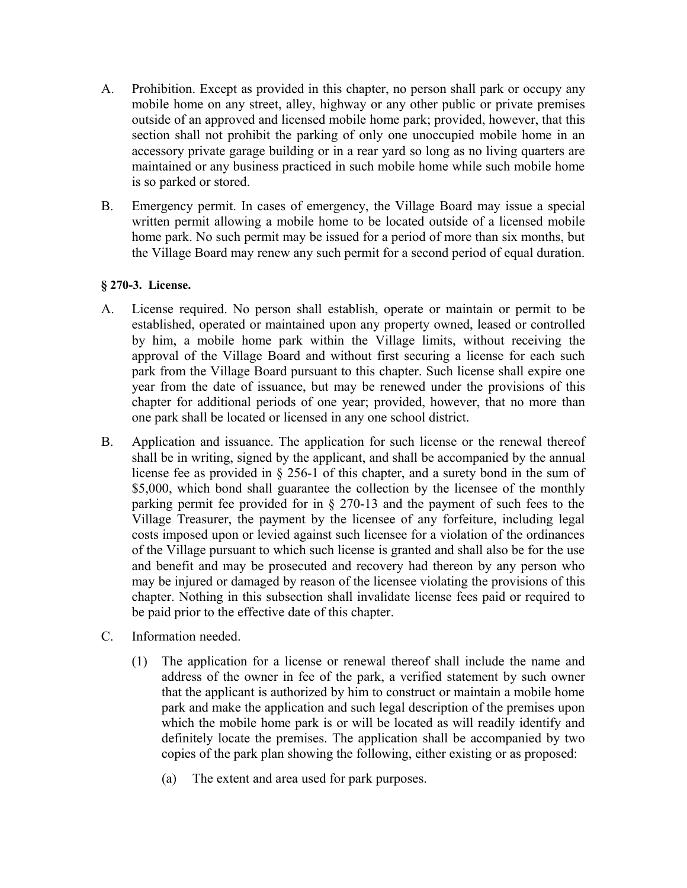A. Prohibition. Except as provided in this chapter, no person shall park or occupy any mobile home on any street, alley, highway or any other public or private premises outside of an approved and licensed mobile home park; provided, however, that this section shall not prohibit the parking of only one unoccupied mobile home in an accessory private garage building or in a rear yard so long as no living quarters are maintained or any business practiced in such mobile home while such mobile home is so parked or stored.

B. Emergency permit. In cases of emergency, the Village Board may issue a special written permit allowing a mobile home to be located outside of a licensed mobile home park. No such permit may be issued for a period of more than six months, but the Village Board may renew any such permit for a second period of equal duration.

**§ 270-3. License.**

A. License required. No person shall establish, operate or maintain or permit to be established, operated or maintained upon any property owned, leased or controlled by him, a mobile home park within the Village limits, without receiving the approval of the Village Board and without first securing a license for each such park from the Village Board pursuant to this chapter. Such license shall expire one year from the date of issuance, but may be renewed under the provisions of this chapter for additional periods of one year; provided, however, that no more than one park shall be located or licensed in any one school district.

B. Application and issuance. The application for such license or the renewal thereof shall be in writing, signed by the applicant, and shall be accompanied by the annual license fee as provided in § 256-1 of this chapter, and a surety bond in the sum of $5,000, which bond shall guarantee the collection by the licensee of the monthly parking permit fee provided for in § 270-13 and the payment of such fees to the Village Treasurer, the payment by the licensee of any forfeiture, including legal costs imposed upon or levied against such licensee for a violation of the ordinances of the Village pursuant to which such license is granted and shall also be for the use and benefit and may be prosecuted and recovery had thereon by any person who may be injured or damaged by reason of the licensee violating the provisions of this chapter. Nothing in this subsection shall invalidate license fees paid or required to be paid prior to the effective date of this chapter.

C. Information needed.

(1) The application for a license or renewal thereof shall include the name and address of the owner in fee of the park, a verified statement by such owner that the applicant is authorized by him to construct or maintain a mobile home park and make the application and such legal description of the premises upon which the mobile home park is or will be located as will readily identify and definitely locate the premises. The application shall be accompanied by two copies of the park plan showing the following, either existing or as proposed:

(a) The extent and area used for park purposes.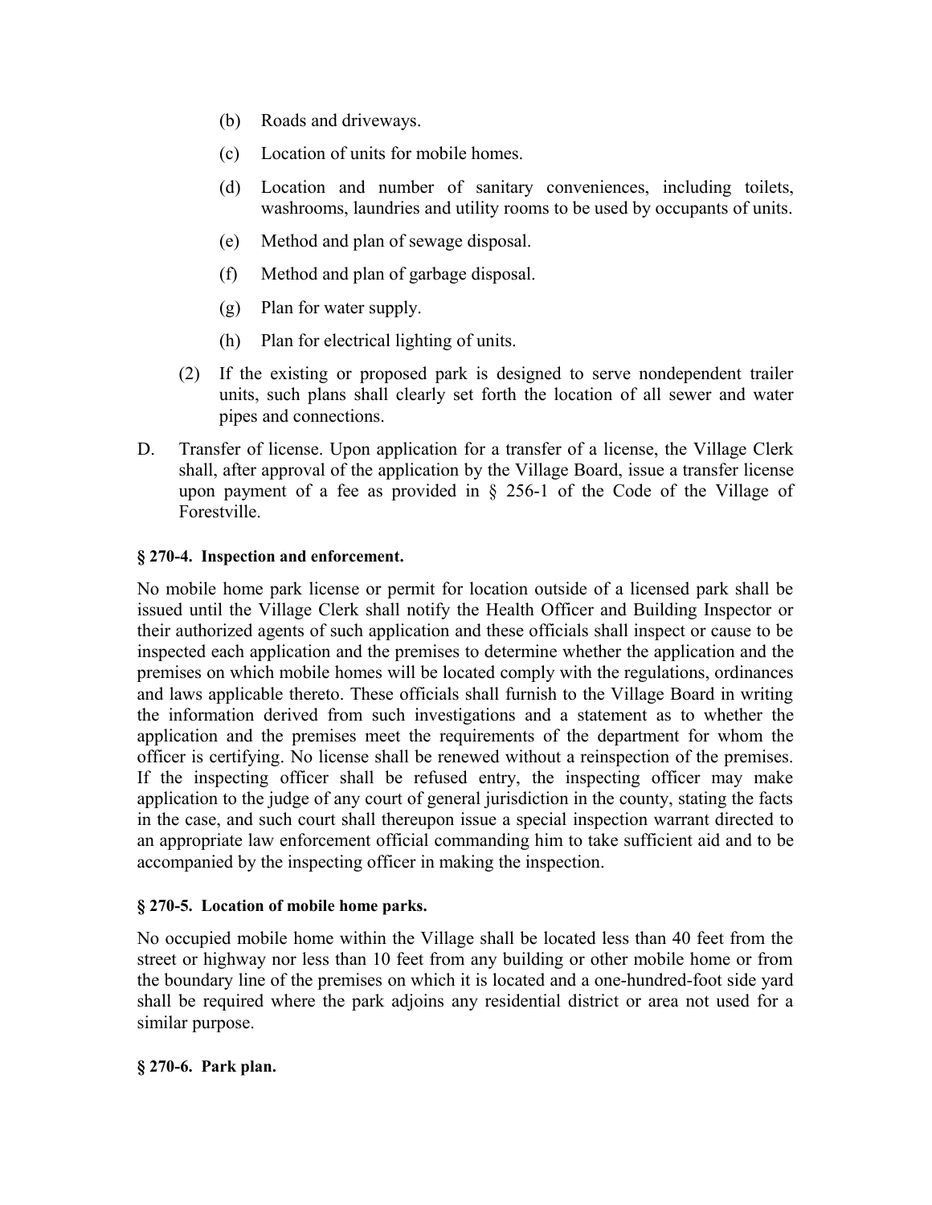(b) Roads and driveways.

(c) Location of units for mobile homes.

(d) Location and number of sanitary conveniences, including toilets, washrooms, laundries and utility rooms to be used by occupants of units.

(e) Method and plan of sewage disposal.

(f) Method and plan of garbage disposal.

(g) Plan for water supply.

(h) Plan for electrical lighting of units.

(2) If the existing or proposed park is designed to serve nondependent trailer units, such plans shall clearly set forth the location of all sewer and water pipes and connections.

D. Transfer of license. Upon application for a transfer of a license, the Village Clerk shall, after approval of the application by the Village Board, issue a transfer license upon payment of a fee as provided in § 256-1 of the Code of the Village of Forestville.

**§ 270-4. Inspection and enforcement.**

No mobile home park license or permit for location outside of a licensed park shall be issued until the Village Clerk shall notify the Health Officer and Building Inspector or their authorized agents of such application and these officials shall inspect or cause to be inspected each application and the premises to determine whether the application and the premises on which mobile homes will be located comply with the regulations, ordinances and laws applicable thereto. These officials shall furnish to the Village Board in writing the information derived from such investigations and a statement as to whether the application and the premises meet the requirements of the department for whom the officer is certifying. No license shall be renewed without a reinspection of the premises. If the inspecting officer shall be refused entry, the inspecting officer may make application to the judge of any court of general jurisdiction in the county, stating the facts in the case, and such court shall thereupon issue a special inspection warrant directed to an appropriate law enforcement official commanding him to take sufficient aid and to be accompanied by the inspecting officer in making the inspection.

**§ 270-5. Location of mobile home parks.**

No occupied mobile home within the Village shall be located less than 40 feet from the street or highway nor less than 10 feet from any building or other mobile home or from the boundary line of the premises on which it is located and a one-hundred-foot side yard shall be required where the park adjoins any residential district or area not used for a similar purpose.

**§ 270-6. Park plan.**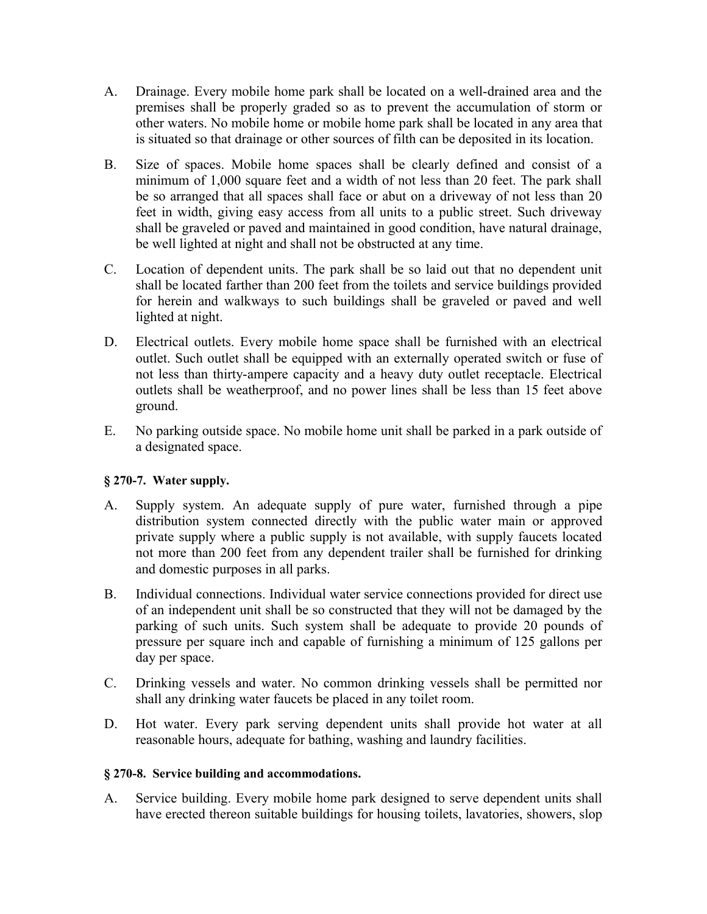A. Drainage. Every mobile home park shall be located on a well-drained area and the premises shall be properly graded so as to prevent the accumulation of storm or other waters. No mobile home or mobile home park shall be located in any area that is situated so that drainage or other sources of filth can be deposited in its location.

B. Size of spaces. Mobile home spaces shall be clearly defined and consist of a minimum of 1,000 square feet and a width of not less than 20 feet. The park shall be so arranged that all spaces shall face or abut on a driveway of not less than 20 feet in width, giving easy access from all units to a public street. Such driveway shall be graveled or paved and maintained in good condition, have natural drainage, be well lighted at night and shall not be obstructed at any time.

C. Location of dependent units. The park shall be so laid out that no dependent unit shall be located farther than 200 feet from the toilets and service buildings provided for herein and walkways to such buildings shall be graveled or paved and well lighted at night.

D. Electrical outlets. Every mobile home space shall be furnished with an electrical outlet. Such outlet shall be equipped with an externally operated switch or fuse of not less than thirty-ampere capacity and a heavy duty outlet receptacle. Electrical outlets shall be weatherproof, and no power lines shall be less than 15 feet above ground.

E. No parking outside space. No mobile home unit shall be parked in a park outside of a designated space.

**§ 270-7. Water supply.**

A. Supply system. An adequate supply of pure water, furnished through a pipe distribution system connected directly with the public water main or approved private supply where a public supply is not available, with supply faucets located not more than 200 feet from any dependent trailer shall be furnished for drinking and domestic purposes in all parks.

B. Individual connections. Individual water service connections provided for direct use of an independent unit shall be so constructed that they will not be damaged by the parking of such units. Such system shall be adequate to provide 20 pounds of pressure per square inch and capable of furnishing a minimum of 125 gallons per day per space.

C. Drinking vessels and water. No common drinking vessels shall be permitted nor shall any drinking water faucets be placed in any toilet room.

D. Hot water. Every park serving dependent units shall provide hot water at all reasonable hours, adequate for bathing, washing and laundry facilities.

**§ 270-8. Service building and accommodations.**

A. Service building. Every mobile home park designed to serve dependent units shall have erected thereon suitable buildings for housing toilets, lavatories, showers, slop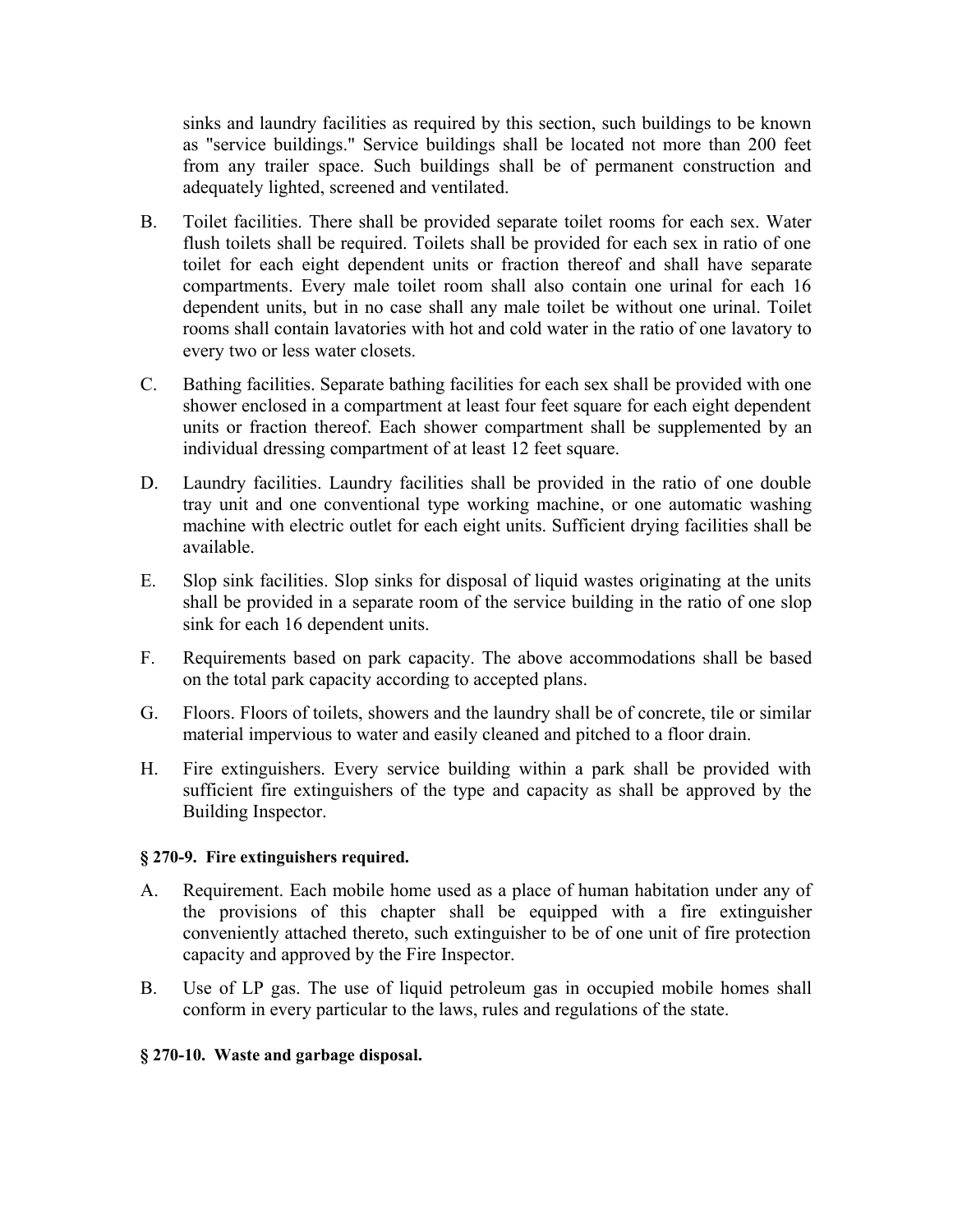sinks and laundry facilities as required by this section, such buildings to be known as "service buildings." Service buildings shall be located not more than 200 feet from any trailer space. Such buildings shall be of permanent construction and adequately lighted, screened and ventilated.

B. Toilet facilities. There shall be provided separate toilet rooms for each sex. Water flush toilets shall be required. Toilets shall be provided for each sex in ratio of one toilet for each eight dependent units or fraction thereof and shall have separate compartments. Every male toilet room shall also contain one urinal for each 16 dependent units, but in no case shall any male toilet be without one urinal. Toilet rooms shall contain lavatories with hot and cold water in the ratio of one lavatory to every two or less water closets.

C. Bathing facilities. Separate bathing facilities for each sex shall be provided with one shower enclosed in a compartment at least four feet square for each eight dependent units or fraction thereof. Each shower compartment shall be supplemented by an individual dressing compartment of at least 12 feet square.

D. Laundry facilities. Laundry facilities shall be provided in the ratio of one double tray unit and one conventional type working machine, or one automatic washing machine with electric outlet for each eight units. Sufficient drying facilities shall be available.

E. Slop sink facilities. Slop sinks for disposal of liquid wastes originating at the units shall be provided in a separate room of the service building in the ratio of one slop sink for each 16 dependent units.

F. Requirements based on park capacity. The above accommodations shall be based on the total park capacity according to accepted plans.

G. Floors. Floors of toilets, showers and the laundry shall be of concrete, tile or similar material impervious to water and easily cleaned and pitched to a floor drain.

H. Fire extinguishers. Every service building within a park shall be provided with sufficient fire extinguishers of the type and capacity as shall be approved by the Building Inspector.

**§ 270-9. Fire extinguishers required.**

A. Requirement. Each mobile home used as a place of human habitation under any of the provisions of this chapter shall be equipped with a fire extinguisher conveniently attached thereto, such extinguisher to be of one unit of fire protection capacity and approved by the Fire Inspector.

B. Use of LP gas. The use of liquid petroleum gas in occupied mobile homes shall conform in every particular to the laws, rules and regulations of the state.

**§ 270-10. Waste and garbage disposal.**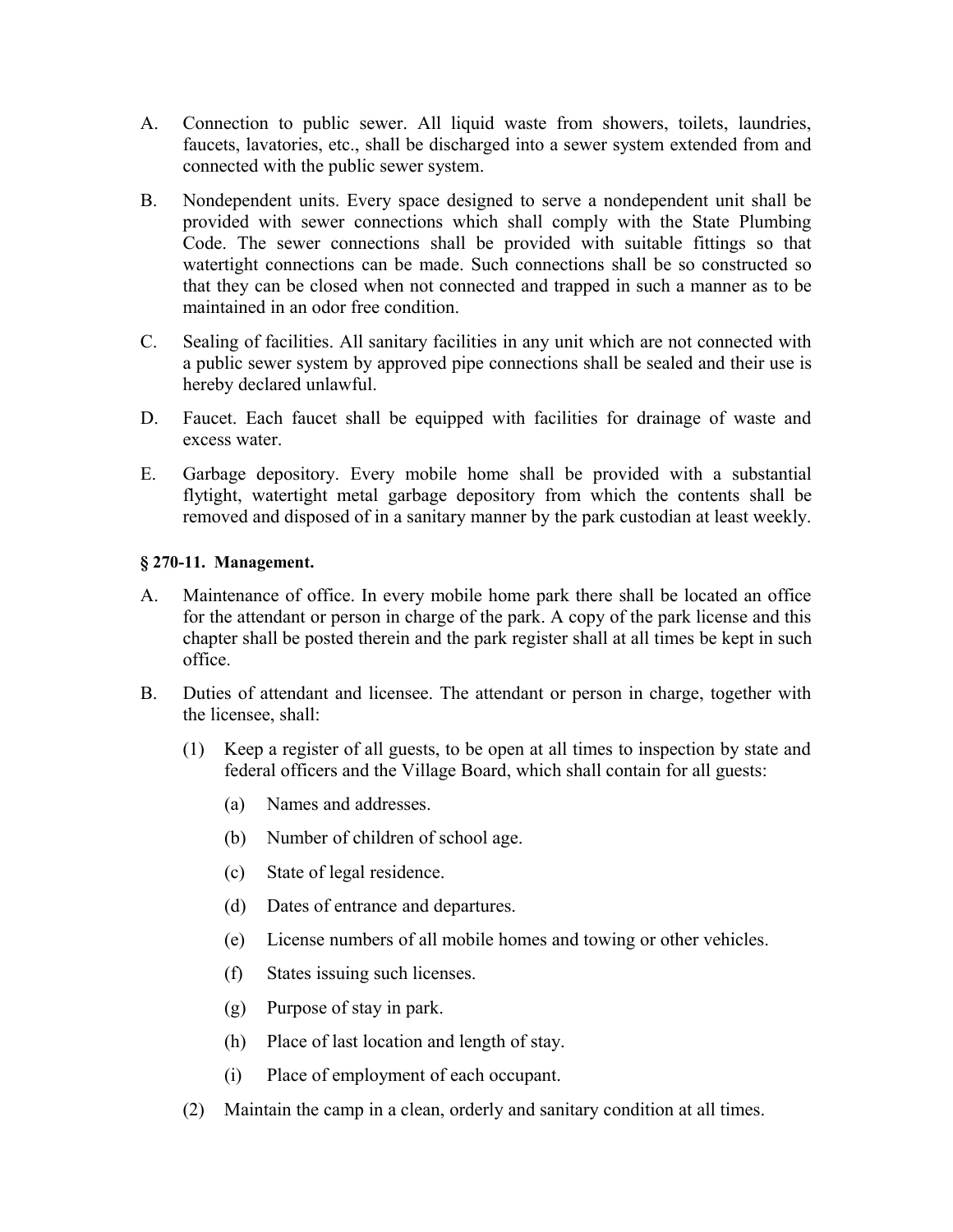A. Connection to public sewer. All liquid waste from showers, toilets, laundries, faucets, lavatories, etc., shall be discharged into a sewer system extended from and connected with the public sewer system.

B. Nondependent units. Every space designed to serve a nondependent unit shall be provided with sewer connections which shall comply with the State Plumbing Code. The sewer connections shall be provided with suitable fittings so that watertight connections can be made. Such connections shall be so constructed so that they can be closed when not connected and trapped in such a manner as to be maintained in an odor free condition.

C. Sealing of facilities. All sanitary facilities in any unit which are not connected with a public sewer system by approved pipe connections shall be sealed and their use is hereby declared unlawful.

D. Faucet. Each faucet shall be equipped with facilities for drainage of waste and excess water.

E. Garbage depository. Every mobile home shall be provided with a substantial flytight, watertight metal garbage depository from which the contents shall be removed and disposed of in a sanitary manner by the park custodian at least weekly.

**§ 270-11. Management.**

A. Maintenance of office. In every mobile home park there shall be located an office for the attendant or person in charge of the park. A copy of the park license and this chapter shall be posted therein and the park register shall at all times be kept in such office.

B. Duties of attendant and licensee. The attendant or person in charge, together with the licensee, shall:

   (1) Keep a register of all guests, to be open at all times to inspection by state and federal officers and the Village Board, which shall contain for all guests:

      (a) Names and addresses.

      (b) Number of children of school age.

      (c) State of legal residence.

      (d) Dates of entrance and departures.

      (e) License numbers of all mobile homes and towing or other vehicles.

      (f) States issuing such licenses.

      (g) Purpose of stay in park.

      (h) Place of last location and length of stay.

      (i) Place of employment of each occupant.

   (2) Maintain the camp in a clean, orderly and sanitary condition at all times.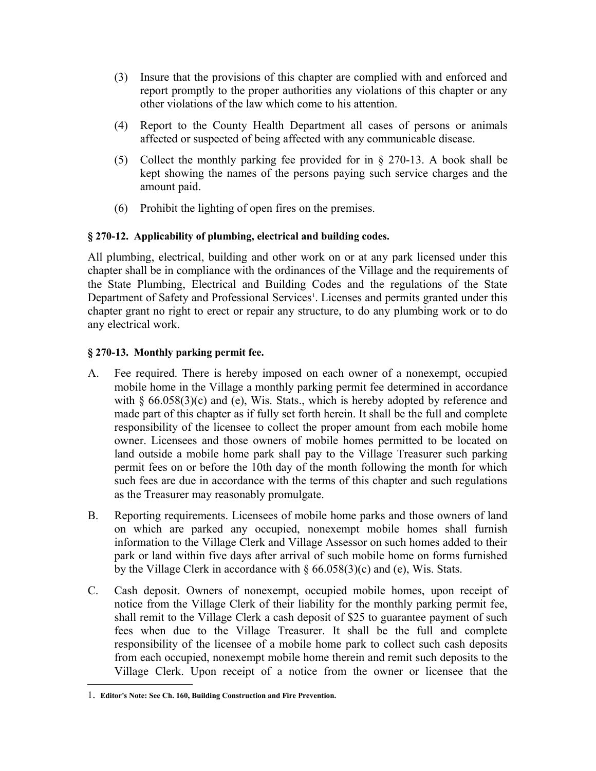(3) Insure that the provisions of this chapter are complied with and enforced and report promptly to the proper authorities any violations of this chapter or any other violations of the law which come to his attention.

(4) Report to the County Health Department all cases of persons or animals affected or suspected of being affected with any communicable disease.

(5) Collect the monthly parking fee provided for in § 270-13. A book shall be kept showing the names of the persons paying such service charges and the amount paid.

(6) Prohibit the lighting of open fires on the premises.

**§ 270-12. Applicability of plumbing, electrical and building codes.**

All plumbing, electrical, building and other work on or at any park licensed under this chapter shall be in compliance with the ordinances of the Village and the requirements of the State Plumbing, Electrical and Building Codes and the regulations of the State Department of Safety and Professional Services[1]. Licenses and permits granted under this chapter grant no right to erect or repair any structure, to do any plumbing work or to do any electrical work.

**§ 270-13. Monthly parking permit fee.**

A. Fee required. There is hereby imposed on each owner of a nonexempt, occupied mobile home in the Village a monthly parking permit fee determined in accordance with § 66.058(3)(c) and (e), Wis. Stats., which is hereby adopted by reference and made part of this chapter as if fully set forth herein. It shall be the full and complete responsibility of the licensee to collect the proper amount from each mobile home owner. Licensees and those owners of mobile homes permitted to be located on land outside a mobile home park shall pay to the Village Treasurer such parking permit fees on or before the 10th day of the month following the month for which such fees are due in accordance with the terms of this chapter and such regulations as the Treasurer may reasonably promulgate.

B. Reporting requirements. Licensees of mobile home parks and those owners of land on which are parked any occupied, nonexempt mobile homes shall furnish information to the Village Clerk and Village Assessor on such homes added to their park or land within five days after arrival of such mobile home on forms furnished by the Village Clerk in accordance with § 66.058(3)(c) and (e), Wis. Stats.

C. Cash deposit. Owners of nonexempt, occupied mobile homes, upon receipt of notice from the Village Clerk of their liability for the monthly parking permit fee, shall remit to the Village Clerk a cash deposit of $25 to guarantee payment of such fees when due to the Village Treasurer. It shall be the full and complete responsibility of the licensee of a mobile home park to collect such cash deposits from each occupied, nonexempt mobile home therein and remit such deposits to the Village Clerk. Upon receipt of a notice from the owner or licensee that the

---

1. **Editor's Note: See Ch. 160, Building Construction and Fire Prevention.**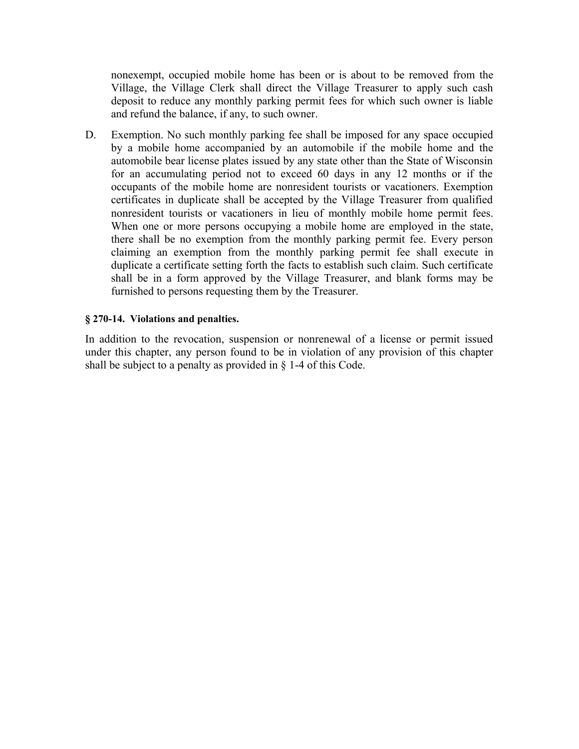nonexempt, occupied mobile home has been or is about to be removed from the Village, the Village Clerk shall direct the Village Treasurer to apply such cash deposit to reduce any monthly parking permit fees for which such owner is liable and refund the balance, if any, to such owner.

D. Exemption. No such monthly parking fee shall be imposed for any space occupied by a mobile home accompanied by an automobile if the mobile home and the automobile bear license plates issued by any state other than the State of Wisconsin for an accumulating period not to exceed 60 days in any 12 months or if the occupants of the mobile home are nonresident tourists or vacationers. Exemption certificates in duplicate shall be accepted by the Village Treasurer from qualified nonresident tourists or vacationers in lieu of monthly mobile home permit fees. When one or more persons occupying a mobile home are employed in the state, there shall be no exemption from the monthly parking permit fee. Every person claiming an exemption from the monthly parking permit fee shall execute in duplicate a certificate setting forth the facts to establish such claim. Such certificate shall be in a form approved by the Village Treasurer, and blank forms may be furnished to persons requesting them by the Treasurer.

**§ 270-14. Violations and penalties.**

In addition to the revocation, suspension or nonrenewal of a license or permit issued under this chapter, any person found to be in violation of any provision of this chapter shall be subject to a penalty as provided in § 1-4 of this Code.